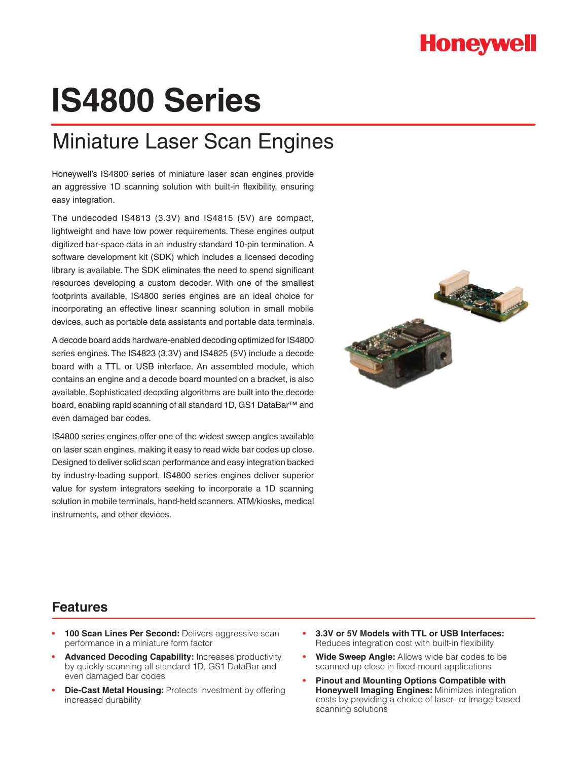Honeywell

# IS4800 Series

## Miniature Laser Scan Engines

Honeywell's IS4800 series of miniature laser scan engines provide an aggressive 1D scanning solution with built-in flexibility, ensuring easy integration.

The undecoded IS4813 (3.3V) and IS4815 (5V) are compact, lightweight and have low power requirements. These engines output digitized bar-space data in an industry standard 10-pin termination. A software development kit (SDK) which includes a licensed decoding library is available. The SDK eliminates the need to spend significant resources developing a custom decoder. With one of the smallest footprints available, IS4800 series engines are an ideal choice for incorporating an effective linear scanning solution in small mobile devices, such as portable data assistants and portable data terminals.

A decode board adds hardware-enabled decoding optimized for IS4800 series engines. The IS4823 (3.3V) and IS4825 (5V) include a decode board with a TTL or USB interface. An assembled module, which contains an engine and a decode board mounted on a bracket, is also available. Sophisticated decoding algorithms are built into the decode board, enabling rapid scanning of all standard 1D, GS1 DataBar™ and even damaged bar codes.

IS4800 series engines offer one of the widest sweep angles available on laser scan engines, making it easy to read wide bar codes up close. Designed to deliver solid scan performance and easy integration backed by industry-leading support, IS4800 series engines deliver superior value for system integrators seeking to incorporate a 1D scanning solution in mobile terminals, hand-held scanners, ATM/kiosks, medical instruments, and other devices.

## Features

- **100 Scan Lines Per Second:** Delivers aggressive scan performance in a miniature form factor
- **Advanced Decoding Capability:** Increases productivity by quickly scanning all standard 1D, GS1 DataBar and even damaged bar codes
- **Die-Cast Metal Housing:** Protects investment by offering increased durability
- **3.3V or 5V Models with TTL or USB Interfaces:** Reduces integration cost with built-in flexibility
- **Wide Sweep Angle:** Allows wide bar codes to be scanned up close in fixed-mount applications
- **Pinout and Mounting Options Compatible with Honeywell Imaging Engines:** Minimizes integration costs by providing a choice of laser- or image-based scanning solutions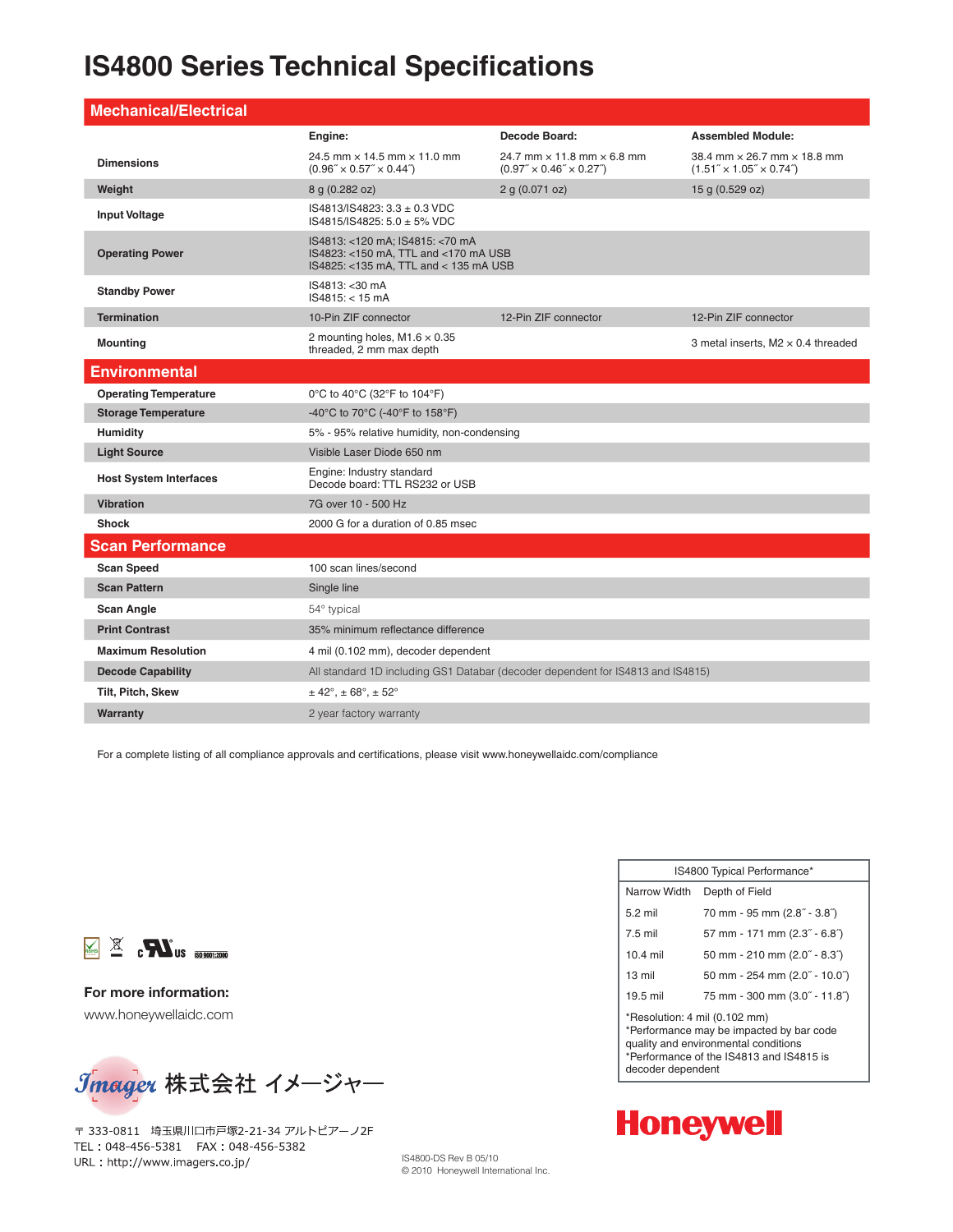# IS4800 Series Technical Specifications

## Mechanical/Electrical

| | Engine: | Decode Board: | Assembled Module: |
|---|---|---|---|
| **Dimensions** | 24.5 mm × 14.5 mm × 11.0 mm (0.96˝ × 0.57˝ × 0.44˝) | 24.7 mm × 11.8 mm × 6.8 mm (0.97˝ × 0.46˝ × 0.27˝) | 38.4 mm × 26.7 mm × 18.8 mm (1.51˝ × 1.05˝ × 0.74˝) |
| **Weight** | 8 g (0.282 oz) | 2 g (0.071 oz) | 15 g (0.529 oz) |
| **Input Voltage** | IS4813/IS4823: 3.3 ± 0.3 VDC<br>IS4815/IS4825: 5.0 ± 5% VDC | | |
| **Operating Power** | IS4813: <120 mA; IS4815: <70 mA<br>IS4823: <150 mA, TTL and <170 mA USB<br>IS4825: <135 mA, TTL and < 135 mA USB | | |
| **Standby Power** | IS4813: <30 mA<br>IS4815: < 15 mA | | |
| **Termination** | 10-Pin ZIF connector | 12-Pin ZIF connector | 12-Pin ZIF connector |
| **Mounting** | 2 mounting holes, M1.6 × 0.35 threaded, 2 mm max depth | | 3 metal inserts, M2 × 0.4 threaded |

## Environmental

| | |
|---|---|
| **Operating Temperature** | 0°C to 40°C (32°F to 104°F) |
| **Storage Temperature** | -40°C to 70°C (-40°F to 158°F) |
| **Humidity** | 5% - 95% relative humidity, non-condensing |
| **Light Source** | Visible Laser Diode 650 nm |
| **Host System Interfaces** | Engine: Industry standard<br>Decode board: TTL RS232 or USB |
| **Vibration** | 7G over 10 - 500 Hz |
| **Shock** | 2000 G for a duration of 0.85 msec |

## Scan Performance

| | |
|---|---|
| **Scan Speed** | 100 scan lines/second |
| **Scan Pattern** | Single line |
| **Scan Angle** | 54° typical |
| **Print Contrast** | 35% minimum reflectance difference |
| **Maximum Resolution** | 4 mil (0.102 mm), decoder dependent |
| **Decode Capability** | All standard 1D including GS1 Databar (decoder dependent for IS4813 and IS4815) |
| **Tilt, Pitch, Skew** | ± 42°, ± 68°, ± 52° |
| **Warranty** | 2 year factory warranty |

For a complete listing of all compliance approvals and certifications, please visit www.honeywellaidc.com/compliance

| IS4800 Typical Performance* | |
|---|---|
| Narrow Width | Depth of Field |
| 5.2 mil | 70 mm - 95 mm (2.8˝ - 3.8˝) |
| 7.5 mil | 57 mm - 171 mm (2.3˝ - 6.8˝) |
| 10.4 mil | 50 mm - 210 mm (2.0˝ - 8.3˝) |
| 13 mil | 50 mm - 254 mm (2.0˝ - 10.0˝) |
| 19.5 mil | 75 mm - 300 mm (3.0˝ - 11.8˝) |

*Resolution: 4 mil (0.102 mm)
*Performance may be impacted by bar code quality and environmental conditions
*Performance of the IS4813 and IS4815 is decoder dependent

**For more information:**

www.honeywellaidc.com

Imager 株式会社 イメージャー

〒 333-0811 埼玉県川口市戸塚2-21-34 アルトピアーノ2F
TEL：048-456-5381 FAX：048-456-5382
URL：http://www.imagers.co.jp/

IS4800-DS Rev B 05/10
© 2010 Honeywell International Inc.

Honeywell